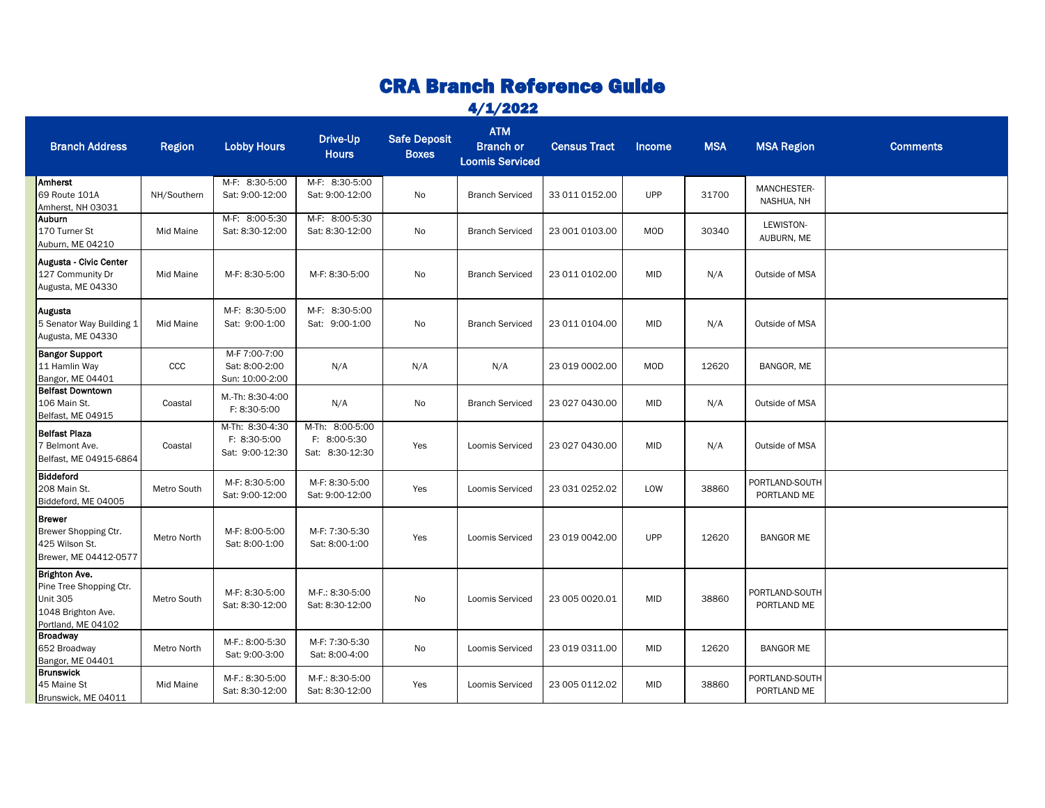# CRA Branch Reference Guide

## 4/1/2022

| Branch Address | Region | Lobby Hours | Drive-Up Hours | Safe Deposit Boxes | ATM Branch or Loomis Serviced | Census Tract | Income | MSA | MSA Region | Comments |
|---|---|---|---|---|---|---|---|---|---|---|
| **Amherst**<br>69 Route 101A<br>Amherst, NH 03031 | NH/Southern | M-F: 8:30-5:00<br>Sat: 9:00-12:00 | M-F: 8:30-5:00<br>Sat: 9:00-12:00 | No | Branch Serviced | 33 011 0152.00 | UPP | 31700 | MANCHESTER-NASHUA, NH | |
| **Auburn**<br>170 Turner St<br>Auburn, ME 04210 | Mid Maine | M-F: 8:00-5:30<br>Sat: 8:30-12:00 | M-F: 8:00-5:30<br>Sat: 8:30-12:00 | No | Branch Serviced | 23 001 0103.00 | MOD | 30340 | LEWISTON-AUBURN, ME | |
| **Augusta - Civic Center**<br>127 Community Dr<br>Augusta, ME 04330 | Mid Maine | M-F: 8:30-5:00 | M-F: 8:30-5:00 | No | Branch Serviced | 23 011 0102.00 | MID | N/A | Outside of MSA | |
| **Augusta**<br>5 Senator Way Building 1<br>Augusta, ME 04330 | Mid Maine | M-F: 8:30-5:00<br>Sat: 9:00-1:00 | M-F: 8:30-5:00<br>Sat: 9:00-1:00 | No | Branch Serviced | 23 011 0104.00 | MID | N/A | Outside of MSA | |
| **Bangor Support**<br>11 Hamlin Way<br>Bangor, ME 04401 | CCC | M-F 7:00-7:00<br>Sat: 8:00-2:00<br>Sun: 10:00-2:00 | N/A | N/A | N/A | 23 019 0002.00 | MOD | 12620 | BANGOR, ME | |
| **Belfast Downtown**<br>106 Main St.<br>Belfast, ME 04915 | Coastal | M.-Th: 8:30-4:00<br>F: 8:30-5:00 | N/A | No | Branch Serviced | 23 027 0430.00 | MID | N/A | Outside of MSA | |
| **Belfast Plaza**<br>7 Belmont Ave.<br>Belfast, ME 04915-6864 | Coastal | M-Th: 8:30-4:30<br>F: 8:30-5:00<br>Sat: 9:00-12:30 | M-Th: 8:00-5:00<br>F: 8:00-5:30<br>Sat: 8:30-12:30 | Yes | Loomis Serviced | 23 027 0430.00 | MID | N/A | Outside of MSA | |
| **Biddeford**<br>208 Main St.<br>Biddeford, ME 04005 | Metro South | M-F: 8:30-5:00<br>Sat: 9:00-12:00 | M-F: 8:30-5:00<br>Sat: 9:00-12:00 | Yes | Loomis Serviced | 23 031 0252.02 | LOW | 38860 | PORTLAND-SOUTH PORTLAND ME | |
| **Brewer**<br>Brewer Shopping Ctr.<br>425 Wilson St.<br>Brewer, ME 04412-0577 | Metro North | M-F: 8:00-5:00<br>Sat: 8:00-1:00 | M-F: 7:30-5:30<br>Sat: 8:00-1:00 | Yes | Loomis Serviced | 23 019 0042.00 | UPP | 12620 | BANGOR ME | |
| **Brighton Ave.**<br>Pine Tree Shopping Ctr.<br>Unit 305<br>1048 Brighton Ave.<br>Portland, ME 04102 | Metro South | M-F: 8:30-5:00<br>Sat: 8:30-12:00 | M-F.: 8:30-5:00<br>Sat: 8:30-12:00 | No | Loomis Serviced | 23 005 0020.01 | MID | 38860 | PORTLAND-SOUTH PORTLAND ME | |
| **Broadway**<br>652 Broadway<br>Bangor, ME 04401 | Metro North | M-F.: 8:00-5:30<br>Sat: 9:00-3:00 | M-F: 7:30-5:30<br>Sat: 8:00-4:00 | No | Loomis Serviced | 23 019 0311.00 | MID | 12620 | BANGOR ME | |
| **Brunswick**<br>45 Maine St<br>Brunswick, ME 04011 | Mid Maine | M-F.: 8:30-5:00<br>Sat: 8:30-12:00 | M-F.: 8:30-5:00<br>Sat: 8:30-12:00 | Yes | Loomis Serviced | 23 005 0112.02 | MID | 38860 | PORTLAND-SOUTH PORTLAND ME | |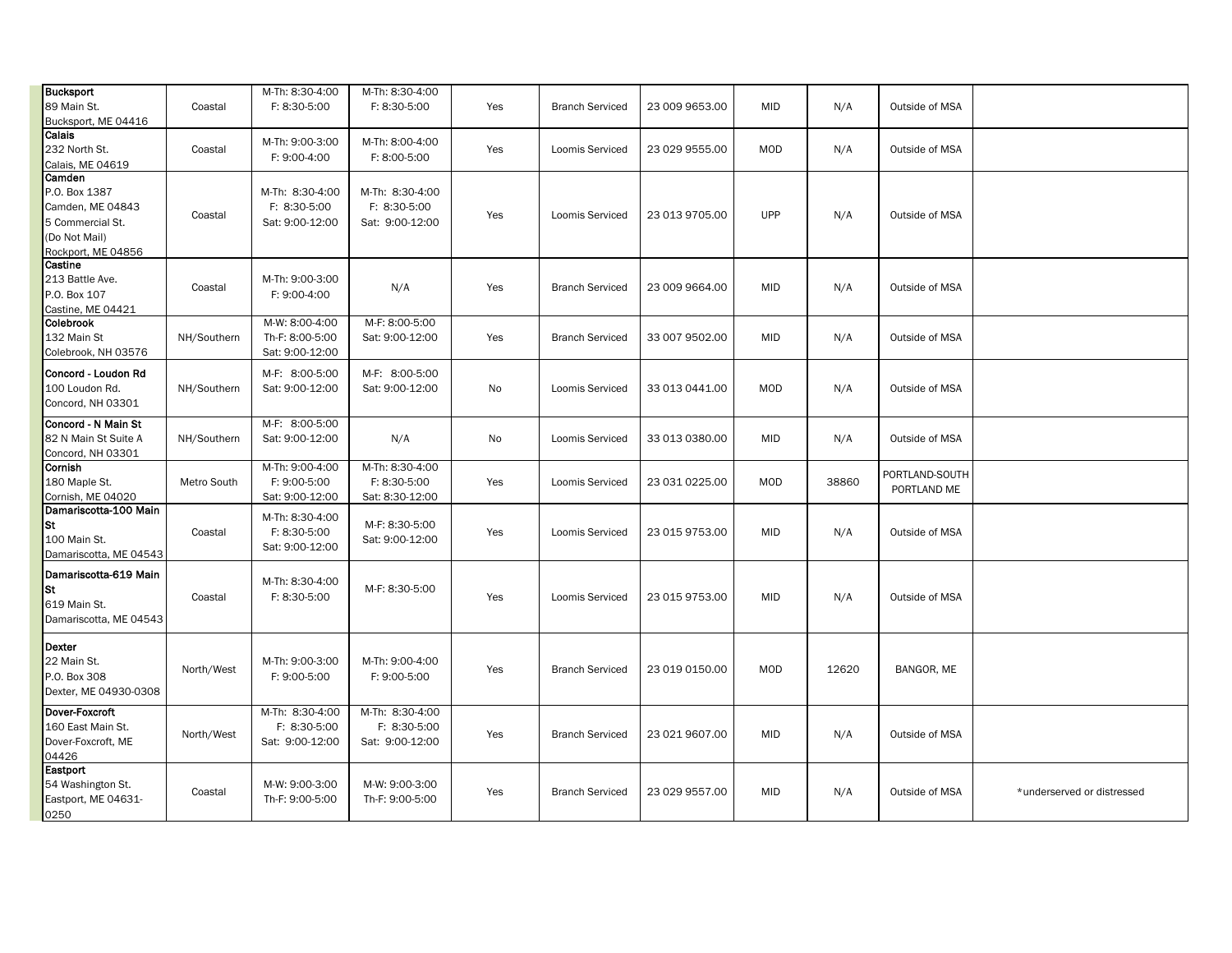| | | | | | | | | | | |
|---|---|---|---|---|---|---|---|---|---|---|
| **Bucksport**<br>89 Main St.<br>Bucksport, ME 04416 | Coastal | M-Th: 8:30-4:00<br>F: 8:30-5:00 | M-Th: 8:30-4:00<br>F: 8:30-5:00 | Yes | Branch Serviced | 23 009 9653.00 | MID | N/A | Outside of MSA | |
| **Calais**<br>232 North St.<br>Calais, ME 04619 | Coastal | M-Th: 9:00-3:00<br>F: 9:00-4:00 | M-Th: 8:00-4:00<br>F: 8:00-5:00 | Yes | Loomis Serviced | 23 029 9555.00 | MOD | N/A | Outside of MSA | |
| **Camden**<br>P.O. Box 1387<br>Camden, ME 04843<br>5 Commercial St.<br>(Do Not Mail)<br>Rockport, ME 04856 | Coastal | M-Th: 8:30-4:00<br>F: 8:30-5:00<br>Sat: 9:00-12:00 | M-Th: 8:30-4:00<br>F: 8:30-5:00<br>Sat: 9:00-12:00 | Yes | Loomis Serviced | 23 013 9705.00 | UPP | N/A | Outside of MSA | |
| **Castine**<br>213 Battle Ave.<br>P.O. Box 107<br>Castine, ME 04421 | Coastal | M-Th: 9:00-3:00<br>F: 9:00-4:00 | N/A | Yes | Branch Serviced | 23 009 9664.00 | MID | N/A | Outside of MSA | |
| **Colebrook**<br>132 Main St<br>Colebrook, NH 03576 | NH/Southern | M-W: 8:00-4:00<br>Th-F: 8:00-5:00<br>Sat: 9:00-12:00 | M-F: 8:00-5:00<br>Sat: 9:00-12:00 | Yes | Branch Serviced | 33 007 9502.00 | MID | N/A | Outside of MSA | |
| **Concord - Loudon Rd**<br>100 Loudon Rd.<br>Concord, NH 03301 | NH/Southern | M-F: 8:00-5:00<br>Sat: 9:00-12:00 | M-F: 8:00-5:00<br>Sat: 9:00-12:00 | No | Loomis Serviced | 33 013 0441.00 | MOD | N/A | Outside of MSA | |
| **Concord - N Main St**<br>82 N Main St Suite A<br>Concord, NH 03301 | NH/Southern | M-F: 8:00-5:00<br>Sat: 9:00-12:00 | N/A | No | Loomis Serviced | 33 013 0380.00 | MID | N/A | Outside of MSA | |
| **Cornish**<br>180 Maple St.<br>Cornish, ME 04020 | Metro South | M-Th: 9:00-4:00<br>F: 9:00-5:00<br>Sat: 9:00-12:00 | M-Th: 8:30-4:00<br>F: 8:30-5:00<br>Sat: 8:30-12:00 | Yes | Loomis Serviced | 23 031 0225.00 | MOD | 38860 | PORTLAND-SOUTH PORTLAND ME | |
| **Damariscotta-100 Main St**<br>100 Main St.<br>Damariscotta, ME 04543 | Coastal | M-Th: 8:30-4:00<br>F: 8:30-5:00<br>Sat: 9:00-12:00 | M-F: 8:30-5:00<br>Sat: 9:00-12:00 | Yes | Loomis Serviced | 23 015 9753.00 | MID | N/A | Outside of MSA | |
| **Damariscotta-619 Main St**<br>619 Main St.<br>Damariscotta, ME 04543 | Coastal | M-Th: 8:30-4:00<br>F: 8:30-5:00 | M-F: 8:30-5:00 | Yes | Loomis Serviced | 23 015 9753.00 | MID | N/A | Outside of MSA | |
| **Dexter**<br>22 Main St.<br>P.O. Box 308<br>Dexter, ME 04930-0308 | North/West | M-Th: 9:00-3:00<br>F: 9:00-5:00 | M-Th: 9:00-4:00<br>F: 9:00-5:00 | Yes | Branch Serviced | 23 019 0150.00 | MOD | 12620 | BANGOR, ME | |
| **Dover-Foxcroft**<br>160 East Main St.<br>Dover-Foxcroft, ME 04426 | North/West | M-Th: 8:30-4:00<br>F: 8:30-5:00<br>Sat: 9:00-12:00 | M-Th: 8:30-4:00<br>F: 8:30-5:00<br>Sat: 9:00-12:00 | Yes | Branch Serviced | 23 021 9607.00 | MID | N/A | Outside of MSA | |
| **Eastport**<br>54 Washington St.<br>Eastport, ME 04631-0250 | Coastal | M-W: 9:00-3:00<br>Th-F: 9:00-5:00 | M-W: 9:00-3:00<br>Th-F: 9:00-5:00 | Yes | Branch Serviced | 23 029 9557.00 | MID | N/A | Outside of MSA | *underserved or distressed |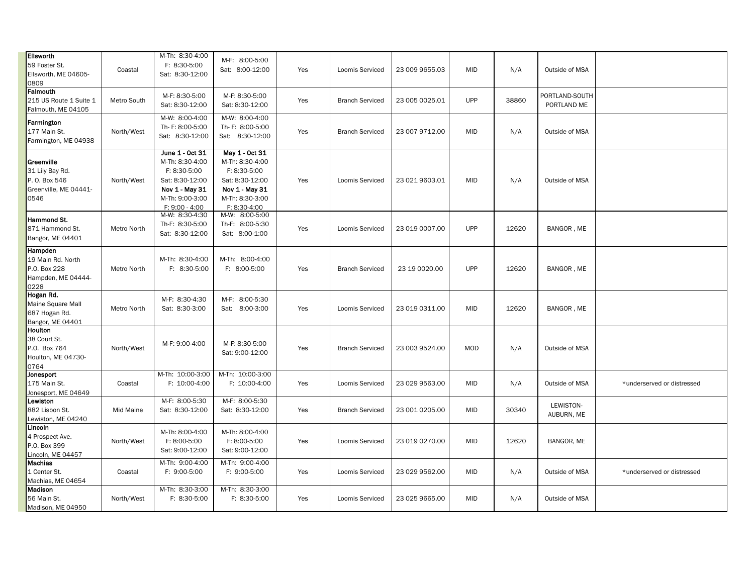| | | | | | | | | | | |
|---|---|---|---|---|---|---|---|---|---|---|
| **Ellsworth**<br>59 Foster St.<br>Ellsworth, ME 04605-0809 | Coastal | M-Th: 8:30-4:00<br>F: 8:30-5:00<br>Sat: 8:30-12:00 | M-F: 8:00-5:00<br>Sat: 8:00-12:00 | Yes | Loomis Serviced | 23 009 9655.03 | MID | N/A | Outside of MSA | |
| **Falmouth**<br>215 US Route 1 Suite 1<br>Falmouth, ME 04105 | Metro South | M-F: 8:30-5:00<br>Sat: 8:30-12:00 | M-F: 8:30-5:00<br>Sat: 8:30-12:00 | Yes | Branch Serviced | 23 005 0025.01 | UPP | 38860 | PORTLAND-SOUTH PORTLAND ME | |
| **Farmington**<br>177 Main St.<br>Farmington, ME 04938 | North/West | M-W: 8:00-4:00<br>Th- F: 8:00-5:00<br>Sat: 8:30-12:00 | M-W: 8:00-4:00<br>Th- F: 8:00-5:00<br>Sat: 8:30-12:00 | Yes | Branch Serviced | 23 007 9712.00 | MID | N/A | Outside of MSA | |
| **Greenville**<br>31 Lily Bay Rd.<br>P. O. Box 546<br>Greenville, ME 04441-0546 | North/West | **June 1 - Oct 31**<br>M-Th: 8:30-4:00<br>F: 8:30-5:00<br>Sat: 8:30-12:00<br>**Nov 1 - May 31**<br>M-Th: 9:00-3:00<br>F: 9:00 - 4:00 | **May 1 - Oct 31**<br>M-Th: 8:30-4:00<br>F: 8:30-5:00<br>Sat: 8:30-12:00<br>**Nov 1 - May 31**<br>M-Th: 8:30-3:00<br>F: 8:30-4:00 | Yes | Loomis Serviced | 23 021 9603.01 | MID | N/A | Outside of MSA | |
| **Hammond St.**<br>871 Hammond St.<br>Bangor, ME 04401 | Metro North | M-W: 8:30-4:30<br>Th-F: 8:30-5:00<br>Sat: 8:30-12:00 | M-W: 8:00-5:00<br>Th-F: 8:00-5:30<br>Sat: 8:00-1:00 | Yes | Loomis Serviced | 23 019 0007.00 | UPP | 12620 | BANGOR , ME | |
| **Hampden**<br>19 Main Rd. North<br>P.O. Box 228<br>Hampden, ME 04444-0228 | Metro North | M-Th: 8:30-4:00<br>F: 8:30-5:00 | M-Th: 8:00-4:00<br>F: 8:00-5:00 | Yes | Branch Serviced | 23 19 0020.00 | UPP | 12620 | BANGOR , ME | |
| **Hogan Rd.**<br>Maine Square Mall<br>687 Hogan Rd.<br>Bangor, ME 04401 | Metro North | M-F: 8:30-4:30<br>Sat: 8:30-3:00 | M-F: 8:00-5:30<br>Sat: 8:00-3:00 | Yes | Loomis Serviced | 23 019 0311.00 | MID | 12620 | BANGOR , ME | |
| **Houlton**<br>38 Court St.<br>P.O. Box 764<br>Houlton, ME 04730-0764 | North/West | M-F: 9:00-4:00 | M-F: 8:30-5:00<br>Sat: 9:00-12:00 | Yes | Branch Serviced | 23 003 9524.00 | MOD | N/A | Outside of MSA | |
| **Jonesport**<br>175 Main St.<br>Jonesport, ME 04649 | Coastal | M-Th: 10:00-3:00<br>F: 10:00-4:00 | M-Th: 10:00-3:00<br>F: 10:00-4:00 | Yes | Loomis Serviced | 23 029 9563.00 | MID | N/A | Outside of MSA | *underserved or distressed |
| **Lewiston**<br>882 Lisbon St.<br>Lewiston, ME 04240 | Mid Maine | M-F: 8:00-5:30<br>Sat: 8:30-12:00 | M-F: 8:00-5:30<br>Sat: 8:30-12:00 | Yes | Branch Serviced | 23 001 0205.00 | MID | 30340 | LEWISTON-AUBURN, ME | |
| **Lincoln**<br>4 Prospect Ave.<br>P.O. Box 399<br>Lincoln, ME 04457 | North/West | M-Th: 8:00-4:00<br>F: 8:00-5:00<br>Sat: 9:00-12:00 | M-Th: 8:00-4:00<br>F: 8:00-5:00<br>Sat: 9:00-12:00 | Yes | Loomis Serviced | 23 019 0270.00 | MID | 12620 | BANGOR, ME | |
| **Machias**<br>1 Center St.<br>Machias, ME 04654 | Coastal | M-Th: 9:00-4:00<br>F: 9:00-5:00 | M-Th: 9:00-4:00<br>F: 9:00-5:00 | Yes | Loomis Serviced | 23 029 9562.00 | MID | N/A | Outside of MSA | *underserved or distressed |
| **Madison**<br>56 Main St.<br>Madison, ME 04950 | North/West | M-Th: 8:30-3:00<br>F: 8:30-5:00 | M-Th: 8:30-3:00<br>F: 8:30-5:00 | Yes | Loomis Serviced | 23 025 9665.00 | MID | N/A | Outside of MSA | |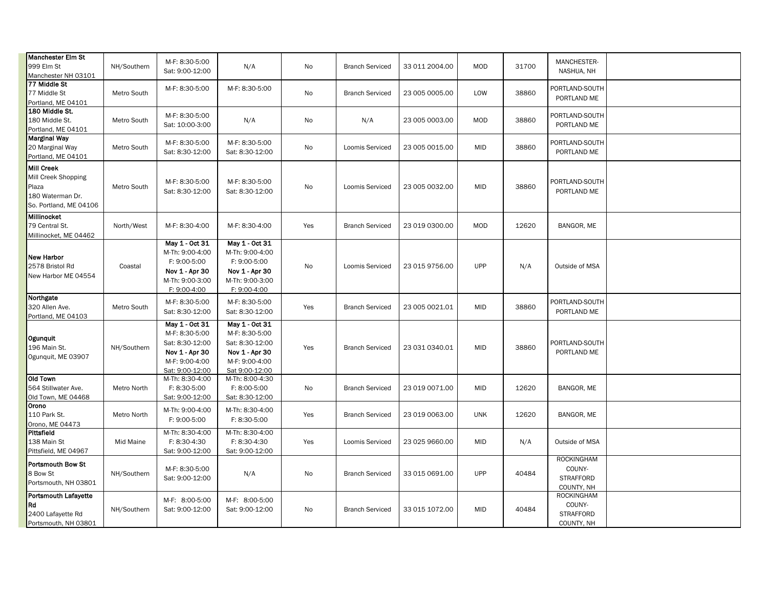| | | | | | | | | | | |
|---|---|---|---|---|---|---|---|---|---|---|
| **Manchester Elm St**<br>999 Elm St<br>Manchester NH 03101 | NH/Southern | M-F: 8:30-5:00<br>Sat: 9:00-12:00 | N/A | No | Branch Serviced | 33 011 2004.00 | MOD | 31700 | MANCHESTER-NASHUA, NH | |
| **77 Middle St**<br>77 Middle St<br>Portland, ME 04101 | Metro South | M-F: 8:30-5:00 | M-F: 8:30-5:00 | No | Branch Serviced | 23 005 0005.00 | LOW | 38860 | PORTLAND-SOUTH PORTLAND ME | |
| **180 Middle St.**<br>180 Middle St.<br>Portland, ME 04101 | Metro South | M-F: 8:30-5:00<br>Sat: 10:00-3:00 | N/A | No | N/A | 23 005 0003.00 | MOD | 38860 | PORTLAND-SOUTH PORTLAND ME | |
| **Marginal Way**<br>20 Marginal Way<br>Portland, ME 04101 | Metro South | M-F: 8:30-5:00<br>Sat: 8:30-12:00 | M-F: 8:30-5:00<br>Sat: 8:30-12:00 | No | Loomis Serviced | 23 005 0015.00 | MID | 38860 | PORTLAND-SOUTH PORTLAND ME | |
| **Mill Creek**<br>Mill Creek Shopping Plaza<br>180 Waterman Dr.<br>So. Portland, ME 04106 | Metro South | M-F: 8:30-5:00<br>Sat: 8:30-12:00 | M-F: 8:30-5:00<br>Sat: 8:30-12:00 | No | Loomis Serviced | 23 005 0032.00 | MID | 38860 | PORTLAND-SOUTH PORTLAND ME | |
| **Millinocket**<br>79 Central St.<br>Millinocket, ME 04462 | North/West | M-F: 8:30-4:00 | M-F: 8:30-4:00 | Yes | Branch Serviced | 23 019 0300.00 | MOD | 12620 | BANGOR, ME | |
| **New Harbor**<br>2578 Bristol Rd<br>New Harbor ME 04554 | Coastal | **May 1 - Oct 31**<br>M-Th: 9:00-4:00<br>F: 9:00-5:00<br>**Nov 1 - Apr 30**<br>M-Th: 9:00-3:00<br>F: 9:00-4:00 | **May 1 - Oct 31**<br>M-Th: 9:00-4:00<br>F: 9:00-5:00<br>**Nov 1 - Apr 30**<br>M-Th: 9:00-3:00<br>F: 9:00-4:00 | No | Loomis Serviced | 23 015 9756.00 | UPP | N/A | Outside of MSA | |
| **Northgate**<br>320 Allen Ave.<br>Portland, ME 04103 | Metro South | M-F: 8:30-5:00<br>Sat: 8:30-12:00 | M-F: 8:30-5:00<br>Sat: 8:30-12:00 | Yes | Branch Serviced | 23 005 0021.01 | MID | 38860 | PORTLAND-SOUTH PORTLAND ME | |
| **Ogunquit**<br>196 Main St.<br>Ogunquit, ME 03907 | NH/Southern | **May 1 - Oct 31**<br>M-F: 8:30-5:00<br>Sat: 8:30-12:00<br>**Nov 1 - Apr 30**<br>M-F: 9:00-4:00<br>Sat: 9:00-12:00 | **May 1 - Oct 31**<br>M-F: 8:30-5:00<br>Sat: 8:30-12:00<br>**Nov 1 - Apr 30**<br>M-F: 9:00-4:00<br>Sat 9:00-12:00 | Yes | Branch Serviced | 23 031 0340.01 | MID | 38860 | PORTLAND-SOUTH PORTLAND ME | |
| **Old Town**<br>564 Stillwater Ave.<br>Old Town, ME 04468 | Metro North | M-Th: 8:30-4:00<br>F: 8:30-5:00<br>Sat: 9:00-12:00 | M-Th: 8:00-4:30<br>F: 8:00-5:00<br>Sat: 8:30-12:00 | No | Branch Serviced | 23 019 0071.00 | MID | 12620 | BANGOR, ME | |
| **Orono**<br>110 Park St.<br>Orono, ME 04473 | Metro North | M-Th: 9:00-4:00<br>F: 9:00-5:00 | M-Th: 8:30-4:00<br>F: 8:30-5:00 | Yes | Branch Serviced | 23 019 0063.00 | UNK | 12620 | BANGOR, ME | |
| **Pittsfield**<br>138 Main St<br>Pittsfield, ME 04967 | Mid Maine | M-Th: 8:30-4:00<br>F: 8:30-4:30<br>Sat: 9:00-12:00 | M-Th: 8:30-4:00<br>F: 8:30-4:30<br>Sat: 9:00-12:00 | Yes | Loomis Serviced | 23 025 9660.00 | MID | N/A | Outside of MSA | |
| **Portsmouth Bow St**<br>8 Bow St<br>Portsmouth, NH 03801 | NH/Southern | M-F: 8:30-5:00<br>Sat: 9:00-12:00 | N/A | No | Branch Serviced | 33 015 0691.00 | UPP | 40484 | ROCKINGHAM COUNY-STRAFFORD COUNTY, NH | |
| **Portsmouth Lafayette Rd**<br>2400 Lafayette Rd<br>Portsmouth, NH 03801 | NH/Southern | M-F: 8:00-5:00<br>Sat: 9:00-12:00 | M-F: 8:00-5:00<br>Sat: 9:00-12:00 | No | Branch Serviced | 33 015 1072.00 | MID | 40484 | ROCKINGHAM COUNY-STRAFFORD COUNTY, NH | |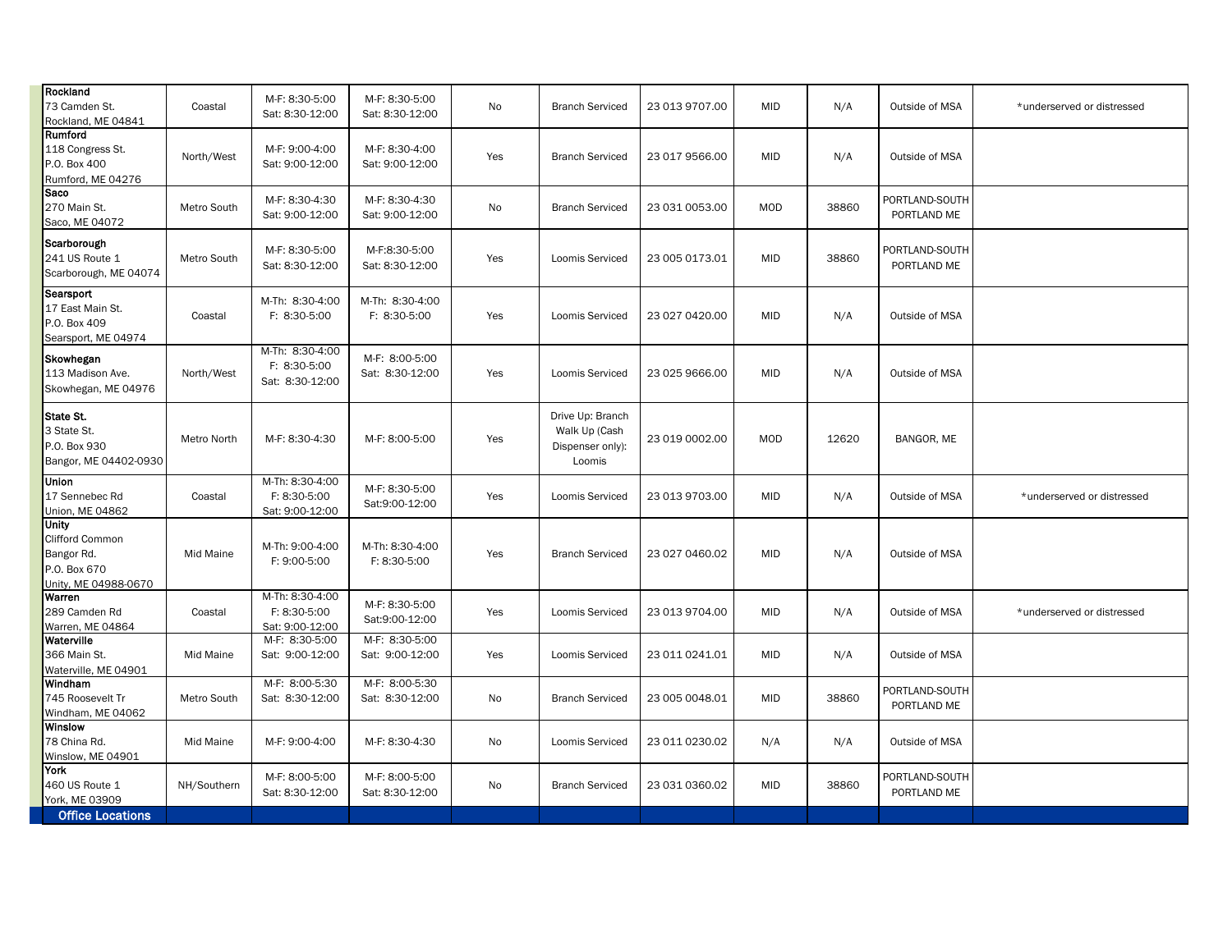| | | | | | | | | | | |
|---|---|---|---|---|---|---|---|---|---|---|
| **Rockland**<br>73 Camden St.<br>Rockland, ME 04841 | Coastal | M-F: 8:30-5:00<br>Sat: 8:30-12:00 | M-F: 8:30-5:00<br>Sat: 8:30-12:00 | No | Branch Serviced | 23 013 9707.00 | MID | N/A | Outside of MSA | *underserved or distressed |
| **Rumford**<br>118 Congress St.<br>P.O. Box 400<br>Rumford, ME 04276 | North/West | M-F: 9:00-4:00<br>Sat: 9:00-12:00 | M-F: 8:30-4:00<br>Sat: 9:00-12:00 | Yes | Branch Serviced | 23 017 9566.00 | MID | N/A | Outside of MSA | |
| **Saco**<br>270 Main St.<br>Saco, ME 04072 | Metro South | M-F: 8:30-4:30<br>Sat: 9:00-12:00 | M-F: 8:30-4:30<br>Sat: 9:00-12:00 | No | Branch Serviced | 23 031 0053.00 | MOD | 38860 | PORTLAND-SOUTH PORTLAND ME | |
| **Scarborough**<br>241 US Route 1<br>Scarborough, ME 04074 | Metro South | M-F: 8:30-5:00<br>Sat: 8:30-12:00 | M-F:8:30-5:00<br>Sat: 8:30-12:00 | Yes | Loomis Serviced | 23 005 0173.01 | MID | 38860 | PORTLAND-SOUTH PORTLAND ME | |
| **Searsport**<br>17 East Main St.<br>P.O. Box 409<br>Searsport, ME 04974 | Coastal | M-Th: 8:30-4:00<br>F: 8:30-5:00 | M-Th: 8:30-4:00<br>F: 8:30-5:00 | Yes | Loomis Serviced | 23 027 0420.00 | MID | N/A | Outside of MSA | |
| **Skowhegan**<br>113 Madison Ave.<br>Skowhegan, ME 04976 | North/West | M-Th: 8:30-4:00<br>F: 8:30-5:00<br>Sat: 8:30-12:00 | M-F: 8:00-5:00<br>Sat: 8:30-12:00 | Yes | Loomis Serviced | 23 025 9666.00 | MID | N/A | Outside of MSA | |
| **State St.**<br>3 State St.<br>P.O. Box 930<br>Bangor, ME 04402-0930 | Metro North | M-F: 8:30-4:30 | M-F: 8:00-5:00 | Yes | Drive Up: Branch Walk Up (Cash Dispenser only): Loomis | 23 019 0002.00 | MOD | 12620 | BANGOR, ME | |
| **Union**<br>17 Sennebec Rd<br>Union, ME 04862 | Coastal | M-Th: 8:30-4:00<br>F: 8:30-5:00<br>Sat: 9:00-12:00 | M-F: 8:30-5:00<br>Sat:9:00-12:00 | Yes | Loomis Serviced | 23 013 9703.00 | MID | N/A | Outside of MSA | *underserved or distressed |
| **Unity**<br>Clifford Common<br>Bangor Rd.<br>P.O. Box 670<br>Unity, ME 04988-0670 | Mid Maine | M-Th: 9:00-4:00<br>F: 9:00-5:00 | M-Th: 8:30-4:00<br>F: 8:30-5:00 | Yes | Branch Serviced | 23 027 0460.02 | MID | N/A | Outside of MSA | |
| **Warren**<br>289 Camden Rd<br>Warren, ME 04864 | Coastal | M-Th: 8:30-4:00<br>F: 8:30-5:00<br>Sat: 9:00-12:00 | M-F: 8:30-5:00<br>Sat:9:00-12:00 | Yes | Loomis Serviced | 23 013 9704.00 | MID | N/A | Outside of MSA | *underserved or distressed |
| **Waterville**<br>366 Main St.<br>Waterville, ME 04901 | Mid Maine | M-F: 8:30-5:00<br>Sat: 9:00-12:00 | M-F: 8:30-5:00<br>Sat: 9:00-12:00 | Yes | Loomis Serviced | 23 011 0241.01 | MID | N/A | Outside of MSA | |
| **Windham**<br>745 Roosevelt Tr<br>Windham, ME 04062 | Metro South | M-F: 8:00-5:30<br>Sat: 8:30-12:00 | M-F: 8:00-5:30<br>Sat: 8:30-12:00 | No | Branch Serviced | 23 005 0048.01 | MID | 38860 | PORTLAND-SOUTH PORTLAND ME | |
| **Winslow**<br>78 China Rd.<br>Winslow, ME 04901 | Mid Maine | M-F: 9:00-4:00 | M-F: 8:30-4:30 | No | Loomis Serviced | 23 011 0230.02 | N/A | N/A | Outside of MSA | |
| **York**<br>460 US Route 1<br>York, ME 03909 | NH/Southern | M-F: 8:00-5:00<br>Sat: 8:30-12:00 | M-F: 8:00-5:00<br>Sat: 8:30-12:00 | No | Branch Serviced | 23 031 0360.02 | MID | 38860 | PORTLAND-SOUTH PORTLAND ME | |
| **Office Locations** | | | | | | | | | | |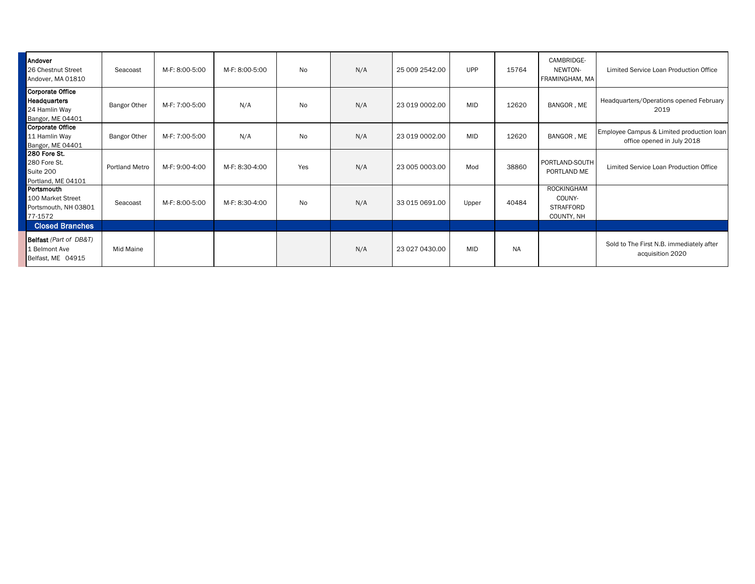| | | | | | | | | | | |
|---|---|---|---|---|---|---|---|---|---|---|
| **Andover**<br>26 Chestnut Street<br>Andover, MA 01810 | Seacoast | M-F: 8:00-5:00 | M-F: 8:00-5:00 | No | N/A | 25 009 2542.00 | UPP | 15764 | CAMBRIDGE-NEWTON-FRAMINGHAM, MA | Limited Service Loan Production Office |
| **Corporate Office Headquarters**<br>24 Hamlin Way<br>Bangor, ME 04401 | Bangor Other | M-F: 7:00-5:00 | N/A | No | N/A | 23 019 0002.00 | MID | 12620 | BANGOR , ME | Headquarters/Operations opened February 2019 |
| **Corporate Office**<br>11 Hamlin Way<br>Bangor, ME 04401 | Bangor Other | M-F: 7:00-5:00 | N/A | No | N/A | 23 019 0002.00 | MID | 12620 | BANGOR , ME | Employee Campus & Limited production loan office opened in July 2018 |
| **280 Fore St.**<br>280 Fore St.<br>Suite 200<br>Portland, ME 04101 | Portland Metro | M-F: 9:00-4:00 | M-F: 8:30-4:00 | Yes | N/A | 23 005 0003.00 | Mod | 38860 | PORTLAND-SOUTH PORTLAND ME | Limited Service Loan Production Office |
| **Portsmouth**<br>100 Market Street<br>Portsmouth, NH 03801<br>77-1572 | Seacoast | M-F: 8:00-5:00 | M-F: 8:30-4:00 | No | N/A | 33 015 0691.00 | Upper | 40484 | ROCKINGHAM COUNY-STRAFFORD COUNTY, NH | |
| **Closed Branches** | | | | | | | | | | |
| **Belfast** *(Part of DB&T)*<br>1 Belmont Ave<br>Belfast, ME 04915 | Mid Maine | | | | N/A | 23 027 0430.00 | MID | NA | | Sold to The First N.B. immediately after acquisition 2020 |